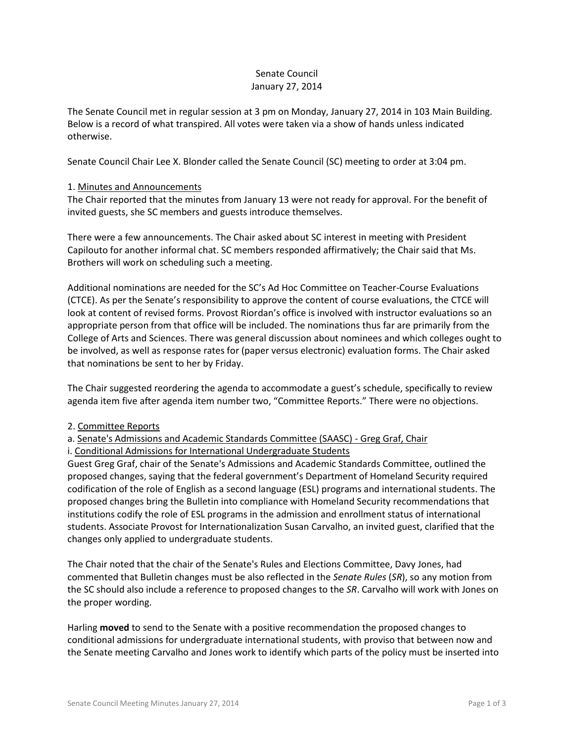Senate Council
January 27, 2014

The Senate Council met in regular session at 3 pm on Monday, January 27, 2014 in 103 Main Building. Below is a record of what transpired. All votes were taken via a show of hands unless indicated otherwise.

Senate Council Chair Lee X. Blonder called the Senate Council (SC) meeting to order at 3:04 pm.

1. Minutes and Announcements

The Chair reported that the minutes from January 13 were not ready for approval. For the benefit of invited guests, she SC members and guests introduce themselves.

There were a few announcements. The Chair asked about SC interest in meeting with President Capilouto for another informal chat. SC members responded affirmatively; the Chair said that Ms. Brothers will work on scheduling such a meeting.

Additional nominations are needed for the SC's Ad Hoc Committee on Teacher-Course Evaluations (CTCE). As per the Senate's responsibility to approve the content of course evaluations, the CTCE will look at content of revised forms. Provost Riordan's office is involved with instructor evaluations so an appropriate person from that office will be included. The nominations thus far are primarily from the College of Arts and Sciences. There was general discussion about nominees and which colleges ought to be involved, as well as response rates for (paper versus electronic) evaluation forms. The Chair asked that nominations be sent to her by Friday.

The Chair suggested reordering the agenda to accommodate a guest's schedule, specifically to review agenda item five after agenda item number two, "Committee Reports." There were no objections.

2. Committee Reports

a. Senate's Admissions and Academic Standards Committee (SAASC) - Greg Graf, Chair

i. Conditional Admissions for International Undergraduate Students

Guest Greg Graf, chair of the Senate's Admissions and Academic Standards Committee, outlined the proposed changes, saying that the federal government's Department of Homeland Security required codification of the role of English as a second language (ESL) programs and international students. The proposed changes bring the Bulletin into compliance with Homeland Security recommendations that institutions codify the role of ESL programs in the admission and enrollment status of international students. Associate Provost for Internationalization Susan Carvalho, an invited guest, clarified that the changes only applied to undergraduate students.

The Chair noted that the chair of the Senate's Rules and Elections Committee, Davy Jones, had commented that Bulletin changes must be also reflected in the *Senate Rules* (*SR*), so any motion from the SC should also include a reference to proposed changes to the *SR*. Carvalho will work with Jones on the proper wording.

Harling **moved** to send to the Senate with a positive recommendation the proposed changes to conditional admissions for undergraduate international students, with proviso that between now and the Senate meeting Carvalho and Jones work to identify which parts of the policy must be inserted into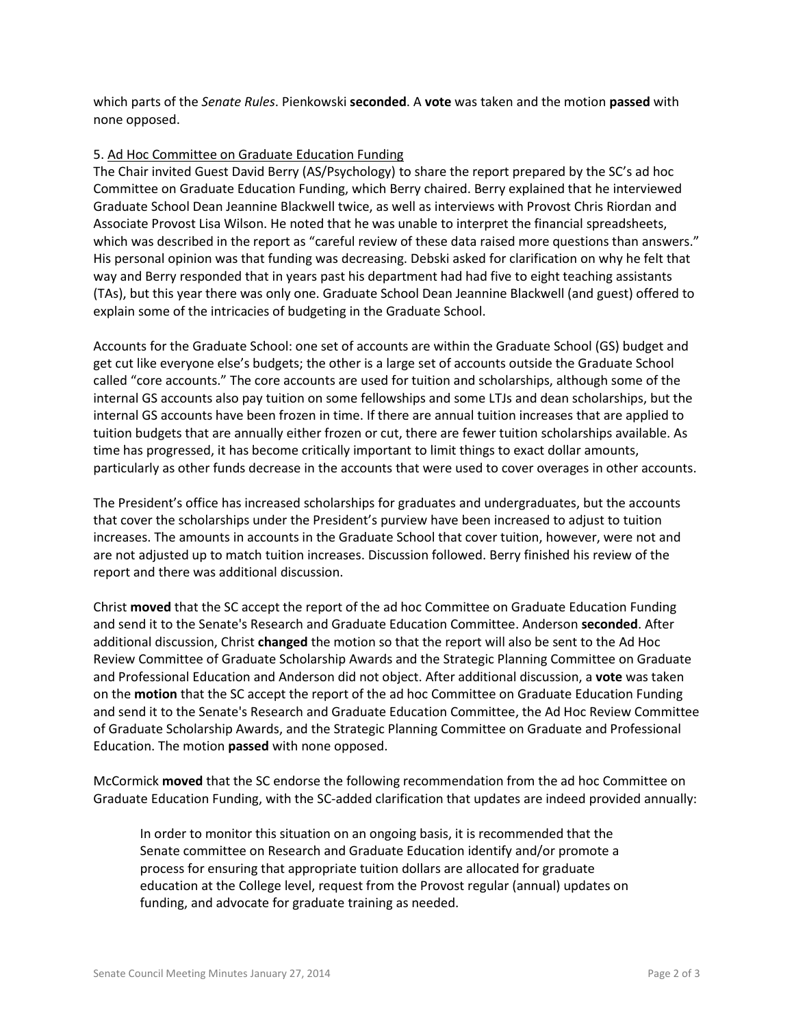which parts of the *Senate Rules*. Pienkowski **seconded**. A **vote** was taken and the motion **passed** with none opposed.

5. Ad Hoc Committee on Graduate Education Funding

The Chair invited Guest David Berry (AS/Psychology) to share the report prepared by the SC's ad hoc Committee on Graduate Education Funding, which Berry chaired. Berry explained that he interviewed Graduate School Dean Jeannine Blackwell twice, as well as interviews with Provost Chris Riordan and Associate Provost Lisa Wilson. He noted that he was unable to interpret the financial spreadsheets, which was described in the report as "careful review of these data raised more questions than answers." His personal opinion was that funding was decreasing. Debski asked for clarification on why he felt that way and Berry responded that in years past his department had had five to eight teaching assistants (TAs), but this year there was only one. Graduate School Dean Jeannine Blackwell (and guest) offered to explain some of the intricacies of budgeting in the Graduate School.

Accounts for the Graduate School: one set of accounts are within the Graduate School (GS) budget and get cut like everyone else's budgets; the other is a large set of accounts outside the Graduate School called "core accounts." The core accounts are used for tuition and scholarships, although some of the internal GS accounts also pay tuition on some fellowships and some LTJs and dean scholarships, but the internal GS accounts have been frozen in time. If there are annual tuition increases that are applied to tuition budgets that are annually either frozen or cut, there are fewer tuition scholarships available. As time has progressed, it has become critically important to limit things to exact dollar amounts, particularly as other funds decrease in the accounts that were used to cover overages in other accounts.

The President's office has increased scholarships for graduates and undergraduates, but the accounts that cover the scholarships under the President's purview have been increased to adjust to tuition increases. The amounts in accounts in the Graduate School that cover tuition, however, were not and are not adjusted up to match tuition increases. Discussion followed. Berry finished his review of the report and there was additional discussion.

Christ **moved** that the SC accept the report of the ad hoc Committee on Graduate Education Funding and send it to the Senate's Research and Graduate Education Committee. Anderson **seconded**. After additional discussion, Christ **changed** the motion so that the report will also be sent to the Ad Hoc Review Committee of Graduate Scholarship Awards and the Strategic Planning Committee on Graduate and Professional Education and Anderson did not object. After additional discussion, a **vote** was taken on the **motion** that the SC accept the report of the ad hoc Committee on Graduate Education Funding and send it to the Senate's Research and Graduate Education Committee, the Ad Hoc Review Committee of Graduate Scholarship Awards, and the Strategic Planning Committee on Graduate and Professional Education. The motion **passed** with none opposed.

McCormick **moved** that the SC endorse the following recommendation from the ad hoc Committee on Graduate Education Funding, with the SC-added clarification that updates are indeed provided annually:

> In order to monitor this situation on an ongoing basis, it is recommended that the Senate committee on Research and Graduate Education identify and/or promote a process for ensuring that appropriate tuition dollars are allocated for graduate education at the College level, request from the Provost regular (annual) updates on funding, and advocate for graduate training as needed.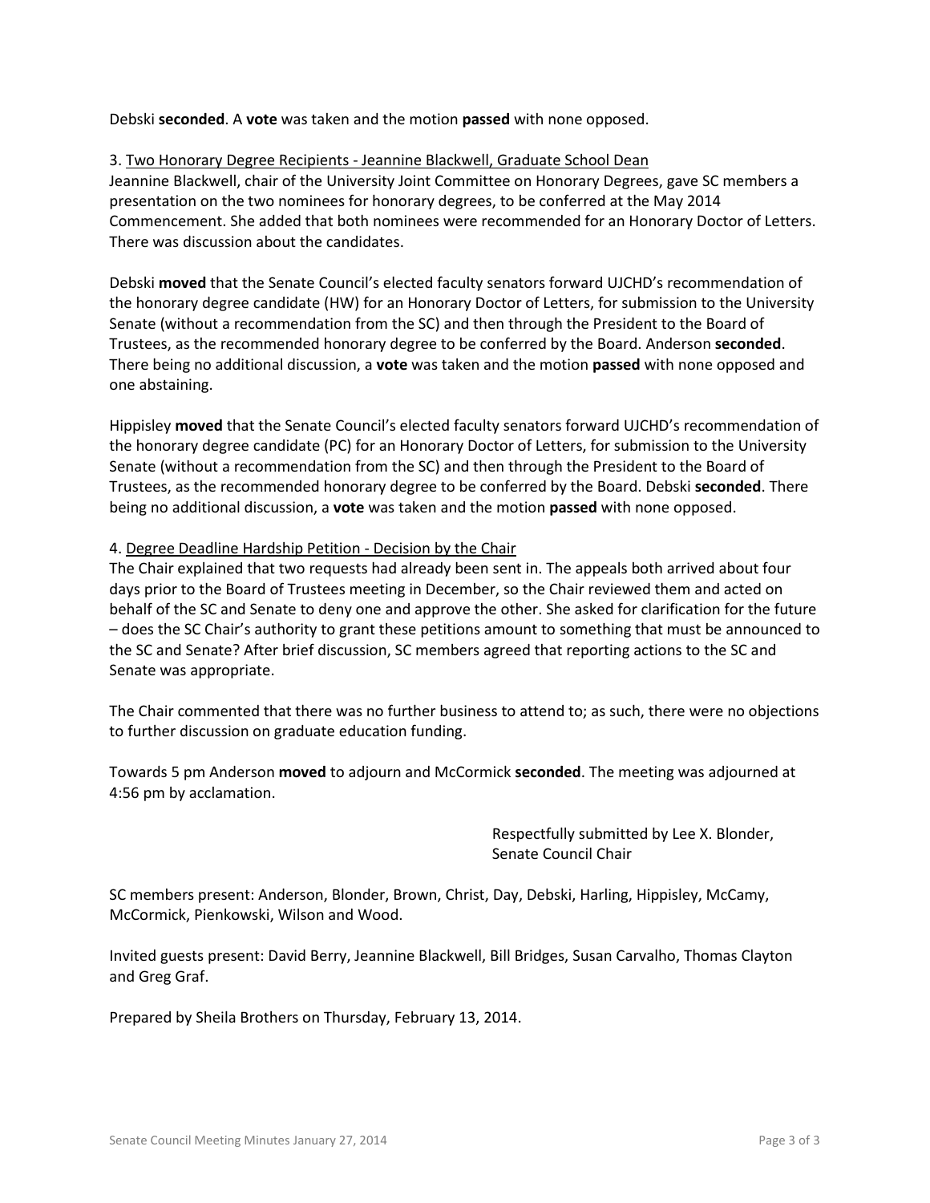Debski **seconded**. A **vote** was taken and the motion **passed** with none opposed.

3. Two Honorary Degree Recipients - Jeannine Blackwell, Graduate School Dean
Jeannine Blackwell, chair of the University Joint Committee on Honorary Degrees, gave SC members a presentation on the two nominees for honorary degrees, to be conferred at the May 2014 Commencement. She added that both nominees were recommended for an Honorary Doctor of Letters. There was discussion about the candidates.

Debski **moved** that the Senate Council's elected faculty senators forward UJCHD's recommendation of the honorary degree candidate (HW) for an Honorary Doctor of Letters, for submission to the University Senate (without a recommendation from the SC) and then through the President to the Board of Trustees, as the recommended honorary degree to be conferred by the Board. Anderson **seconded**. There being no additional discussion, a **vote** was taken and the motion **passed** with none opposed and one abstaining.

Hippisley **moved** that the Senate Council's elected faculty senators forward UJCHD's recommendation of the honorary degree candidate (PC) for an Honorary Doctor of Letters, for submission to the University Senate (without a recommendation from the SC) and then through the President to the Board of Trustees, as the recommended honorary degree to be conferred by the Board. Debski **seconded**. There being no additional discussion, a **vote** was taken and the motion **passed** with none opposed.

4. Degree Deadline Hardship Petition - Decision by the Chair
The Chair explained that two requests had already been sent in. The appeals both arrived about four days prior to the Board of Trustees meeting in December, so the Chair reviewed them and acted on behalf of the SC and Senate to deny one and approve the other. She asked for clarification for the future – does the SC Chair's authority to grant these petitions amount to something that must be announced to the SC and Senate? After brief discussion, SC members agreed that reporting actions to the SC and Senate was appropriate.

The Chair commented that there was no further business to attend to; as such, there were no objections to further discussion on graduate education funding.

Towards 5 pm Anderson **moved** to adjourn and McCormick **seconded**. The meeting was adjourned at 4:56 pm by acclamation.

Respectfully submitted by Lee X. Blonder,
Senate Council Chair

SC members present: Anderson, Blonder, Brown, Christ, Day, Debski, Harling, Hippisley, McCamy, McCormick, Pienkowski, Wilson and Wood.

Invited guests present: David Berry, Jeannine Blackwell, Bill Bridges, Susan Carvalho, Thomas Clayton and Greg Graf.

Prepared by Sheila Brothers on Thursday, February 13, 2014.